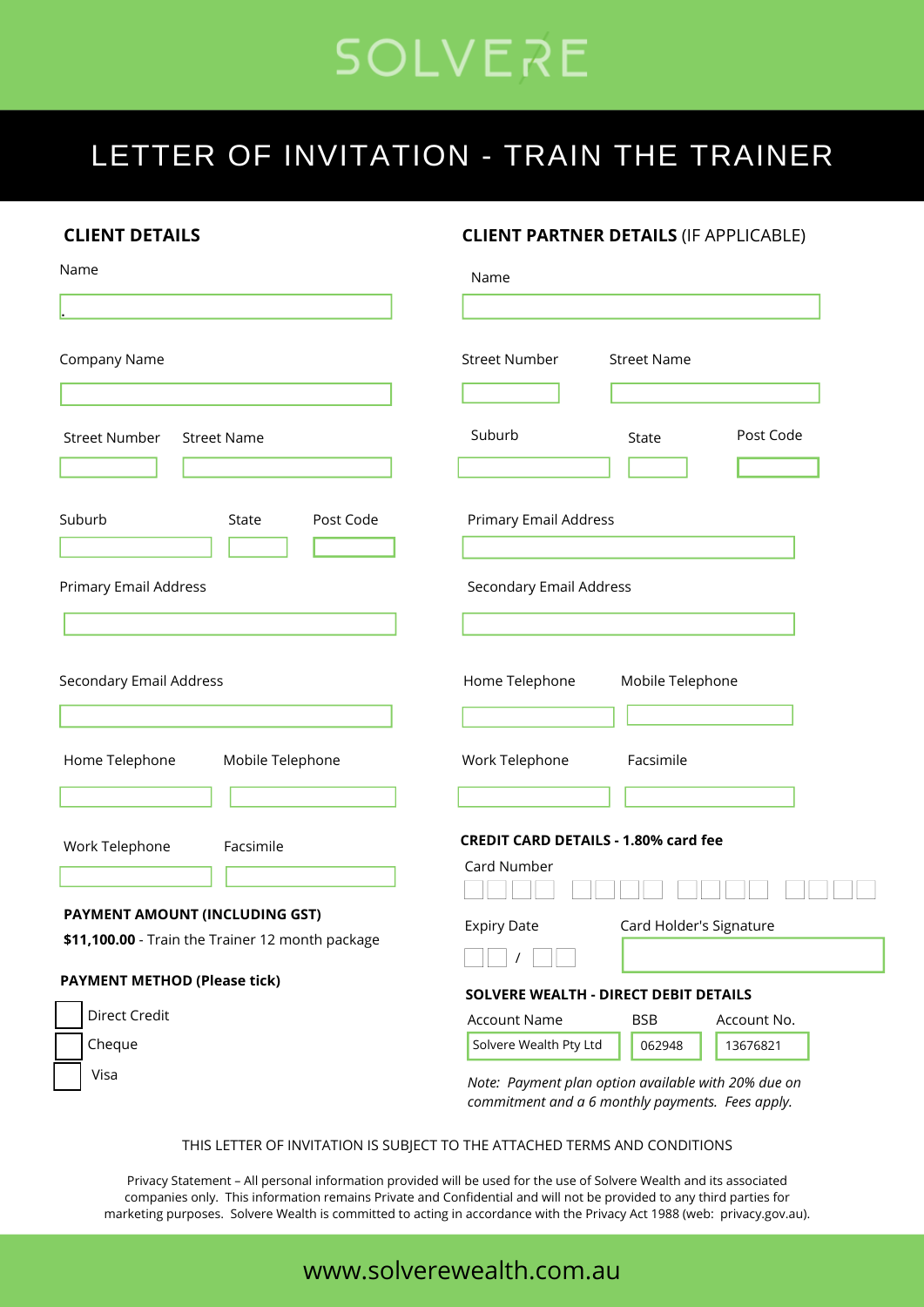# SOLVERE

## LETTER OF INVITATION - TRAIN THE TRAINER

### CLIENT DETAILS

Name

Company Name

Street Number | Street Name

Suburb | State | Post Code

Primary Email Address

Secondary Email Address

Home Telephone | Mobile Telephone

Work Telephone | Facsimile

**PAYMENT AMOUNT (INCLUDING GST)**

**$11,100.00** - Train the Trainer 12 month package

**PAYMENT METHOD (Please tick)**

- ☐ Direct Credit
- ☐ Cheque
- ☐ Visa

### CLIENT PARTNER DETAILS (IF APPLICABLE)

Name

Street Number | Street Name

Suburb | State | Post Code

Primary Email Address

Secondary Email Address

Home Telephone | Mobile Telephone

Work Telephone | Facsimile

**CREDIT CARD DETAILS - 1.80% card fee**

Card Number

Expiry Date /

Card Holder's Signature

**SOLVERE WEALTH - DIRECT DEBIT DETAILS**

| Account Name | BSB | Account No. |
| --- | --- | --- |
| Solvere Wealth Pty Ltd | 062948 | 13676821 |

*Note: Payment plan option available with 20% due on commitment and a 6 monthly payments. Fees apply.*

THIS LETTER OF INVITATION IS SUBJECT TO THE ATTACHED TERMS AND CONDITIONS

Privacy Statement – All personal information provided will be used for the use of Solvere Wealth and its associated companies only. This information remains Private and Confidential and will not be provided to any third parties for marketing purposes. Solvere Wealth is committed to acting in accordance with the Privacy Act 1988 (web: privacy.gov.au).

www.solverewealth.com.au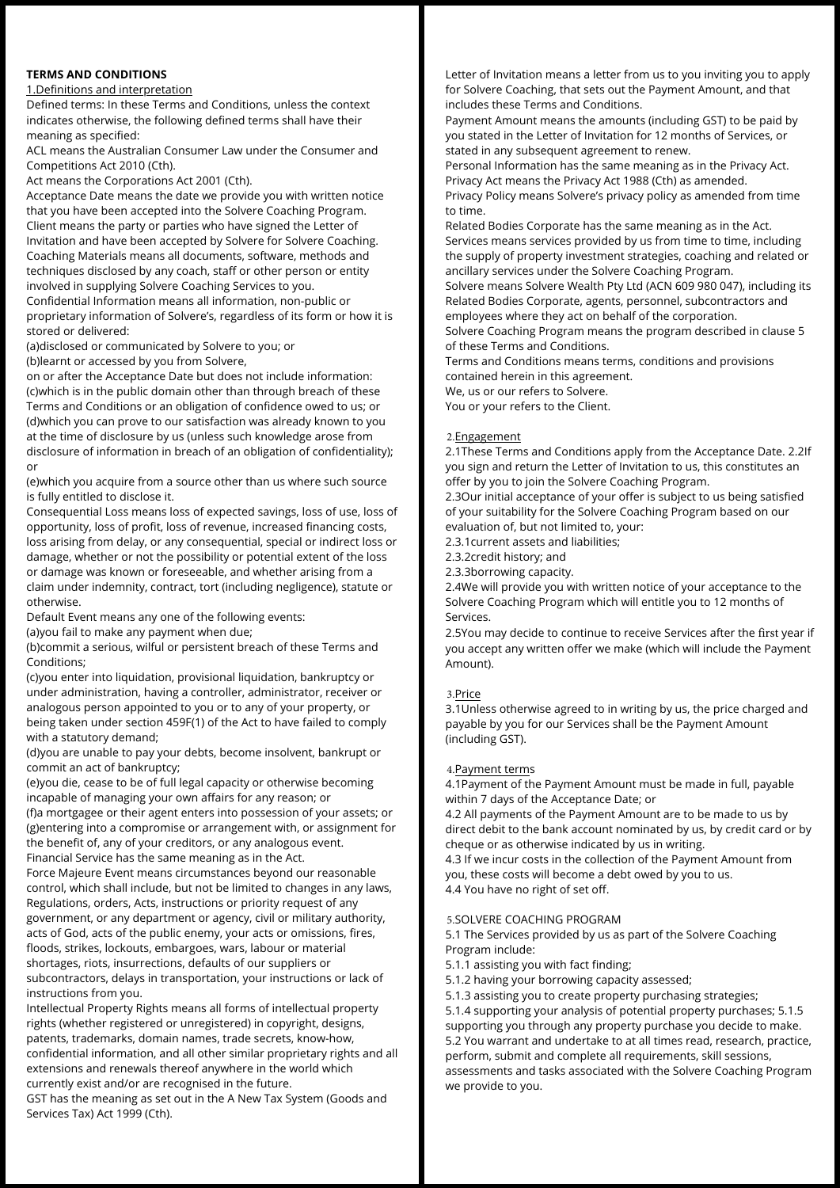**TERMS AND CONDITIONS**

1.Definitions and interpretation

Defined terms: In these Terms and Conditions, unless the context indicates otherwise, the following defined terms shall have their meaning as specified:

ACL means the Australian Consumer Law under the Consumer and Competitions Act 2010 (Cth).

Act means the Corporations Act 2001 (Cth).

Acceptance Date means the date we provide you with written notice that you have been accepted into the Solvere Coaching Program.

Client means the party or parties who have signed the Letter of Invitation and have been accepted by Solvere for Solvere Coaching.

Coaching Materials means all documents, software, methods and techniques disclosed by any coach, staff or other person or entity involved in supplying Solvere Coaching Services to you.

Confidential Information means all information, non-public or proprietary information of Solvere's, regardless of its form or how it is stored or delivered:

(a)disclosed or communicated by Solvere to you; or

(b)learnt or accessed by you from Solvere,

on or after the Acceptance Date but does not include information:

(c)which is in the public domain other than through breach of these Terms and Conditions or an obligation of confidence owed to us; or

(d)which you can prove to our satisfaction was already known to you at the time of disclosure by us (unless such knowledge arose from disclosure of information in breach of an obligation of confidentiality); or

(e)which you acquire from a source other than us where such source is fully entitled to disclose it.

Consequential Loss means loss of expected savings, loss of use, loss of opportunity, loss of profit, loss of revenue, increased financing costs, loss arising from delay, or any consequential, special or indirect loss or damage, whether or not the possibility or potential extent of the loss or damage was known or foreseeable, and whether arising from a claim under indemnity, contract, tort (including negligence), statute or otherwise.

Default Event means any one of the following events:

(a)you fail to make any payment when due;

(b)commit a serious, wilful or persistent breach of these Terms and Conditions;

(c)you enter into liquidation, provisional liquidation, bankruptcy or under administration, having a controller, administrator, receiver or analogous person appointed to you or to any of your property, or being taken under section 459F(1) of the Act to have failed to comply with a statutory demand;

(d)you are unable to pay your debts, become insolvent, bankrupt or commit an act of bankruptcy;

(e)you die, cease to be of full legal capacity or otherwise becoming incapable of managing your own affairs for any reason; or

(f)a mortgagee or their agent enters into possession of your assets; or

(g)entering into a compromise or arrangement with, or assignment for the benefit of, any of your creditors, or any analogous event.

Financial Service has the same meaning as in the Act.

Force Majeure Event means circumstances beyond our reasonable control, which shall include, but not be limited to changes in any laws, Regulations, orders, Acts, instructions or priority request of any government, or any department or agency, civil or military authority, acts of God, acts of the public enemy, your acts or omissions, fires, floods, strikes, lockouts, embargoes, wars, labour or material shortages, riots, insurrections, defaults of our suppliers or subcontractors, delays in transportation, your instructions or lack of instructions from you.

Intellectual Property Rights means all forms of intellectual property rights (whether registered or unregistered) in copyright, designs, patents, trademarks, domain names, trade secrets, know-how, confidential information, and all other similar proprietary rights and all extensions and renewals thereof anywhere in the world which currently exist and/or are recognised in the future.

GST has the meaning as set out in the A New Tax System (Goods and Services Tax) Act 1999 (Cth).

Letter of Invitation means a letter from us to you inviting you to apply for Solvere Coaching, that sets out the Payment Amount, and that includes these Terms and Conditions.

Payment Amount means the amounts (including GST) to be paid by you stated in the Letter of Invitation for 12 months of Services, or stated in any subsequent agreement to renew.

Personal Information has the same meaning as in the Privacy Act.

Privacy Act means the Privacy Act 1988 (Cth) as amended.

Privacy Policy means Solvere's privacy policy as amended from time to time.

Related Bodies Corporate has the same meaning as in the Act.

Services means services provided by us from time to time, including the supply of property investment strategies, coaching and related or ancillary services under the Solvere Coaching Program.

Solvere means Solvere Wealth Pty Ltd (ACN 609 980 047), including its Related Bodies Corporate, agents, personnel, subcontractors and employees where they act on behalf of the corporation.

Solvere Coaching Program means the program described in clause 5 of these Terms and Conditions.

Terms and Conditions means terms, conditions and provisions contained herein in this agreement.

We, us or our refers to Solvere.

You or your refers to the Client.

2.Engagement

2.1These Terms and Conditions apply from the Acceptance Date. 2.2If you sign and return the Letter of Invitation to us, this constitutes an offer by you to join the Solvere Coaching Program.

2.3Our initial acceptance of your offer is subject to us being satisfied of your suitability for the Solvere Coaching Program based on our evaluation of, but not limited to, your:

2.3.1current assets and liabilities;

2.3.2credit history; and

2.3.3borrowing capacity.

2.4We will provide you with written notice of your acceptance to the Solvere Coaching Program which will entitle you to 12 months of Services.

2.5You may decide to continue to receive Services after the first year if you accept any written offer we make (which will include the Payment Amount).

3.Price

3.1Unless otherwise agreed to in writing by us, the price charged and payable by you for our Services shall be the Payment Amount (including GST).

4.Payment terms

4.1Payment of the Payment Amount must be made in full, payable within 7 days of the Acceptance Date; or

4.2 All payments of the Payment Amount are to be made to us by direct debit to the bank account nominated by us, by credit card or by cheque or as otherwise indicated by us in writing.

4.3 If we incur costs in the collection of the Payment Amount from you, these costs will become a debt owed by you to us.

4.4 You have no right of set off.

5.SOLVERE COACHING PROGRAM

5.1 The Services provided by us as part of the Solvere Coaching Program include:

5.1.1 assisting you with fact finding;

5.1.2 having your borrowing capacity assessed;

5.1.3 assisting you to create property purchasing strategies;

5.1.4 supporting your analysis of potential property purchases; 5.1.5 supporting you through any property purchase you decide to make.

5.2 You warrant and undertake to at all times read, research, practice, perform, submit and complete all requirements, skill sessions, assessments and tasks associated with the Solvere Coaching Program we provide to you.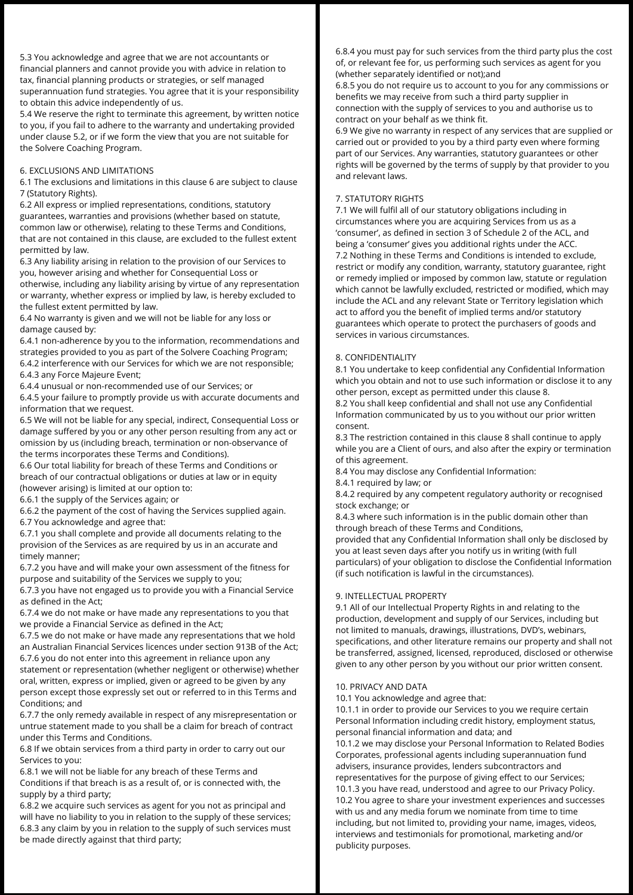5.3 You acknowledge and agree that we are not accountants or financial planners and cannot provide you with advice in relation to tax, financial planning products or strategies, or self managed superannuation fund strategies. You agree that it is your responsibility to obtain this advice independently of us.

5.4 We reserve the right to terminate this agreement, by written notice to you, if you fail to adhere to the warranty and undertaking provided under clause 5.2, or if we form the view that you are not suitable for the Solvere Coaching Program.

## 6. EXCLUSIONS AND LIMITATIONS

6.1 The exclusions and limitations in this clause 6 are subject to clause 7 (Statutory Rights).

6.2 All express or implied representations, conditions, statutory guarantees, warranties and provisions (whether based on statute, common law or otherwise), relating to these Terms and Conditions, that are not contained in this clause, are excluded to the fullest extent permitted by law.

6.3 Any liability arising in relation to the provision of our Services to you, however arising and whether for Consequential Loss or otherwise, including any liability arising by virtue of any representation or warranty, whether express or implied by law, is hereby excluded to the fullest extent permitted by law.

6.4 No warranty is given and we will not be liable for any loss or damage caused by:

6.4.1 non-adherence by you to the information, recommendations and strategies provided to you as part of the Solvere Coaching Program;

6.4.2 interference with our Services for which we are not responsible;

6.4.3 any Force Majeure Event;

6.4.4 unusual or non-recommended use of our Services; or

6.4.5 your failure to promptly provide us with accurate documents and information that we request.

6.5 We will not be liable for any special, indirect, Consequential Loss or damage suffered by you or any other person resulting from any act or omission by us (including breach, termination or non-observance of the terms incorporates these Terms and Conditions).

6.6 Our total liability for breach of these Terms and Conditions or breach of our contractual obligations or duties at law or in equity (however arising) is limited at our option to:

6.6.1 the supply of the Services again; or

6.6.2 the payment of the cost of having the Services supplied again.

6.7 You acknowledge and agree that:

6.7.1 you shall complete and provide all documents relating to the provision of the Services as are required by us in an accurate and timely manner;

6.7.2 you have and will make your own assessment of the fitness for purpose and suitability of the Services we supply to you;

6.7.3 you have not engaged us to provide you with a Financial Service as defined in the Act;

6.7.4 we do not make or have made any representations to you that we provide a Financial Service as defined in the Act;

6.7.5 we do not make or have made any representations that we hold an Australian Financial Services licences under section 913B of the Act;

6.7.6 you do not enter into this agreement in reliance upon any statement or representation (whether negligent or otherwise) whether oral, written, express or implied, given or agreed to be given by any person except those expressly set out or referred to in this Terms and Conditions; and

6.7.7 the only remedy available in respect of any misrepresentation or untrue statement made to you shall be a claim for breach of contract under this Terms and Conditions.

6.8 If we obtain services from a third party in order to carry out our Services to you:

6.8.1 we will not be liable for any breach of these Terms and Conditions if that breach is as a result of, or is connected with, the supply by a third party;

6.8.2 we acquire such services as agent for you not as principal and will have no liability to you in relation to the supply of these services;

6.8.3 any claim by you in relation to the supply of such services must be made directly against that third party;

6.8.4 you must pay for such services from the third party plus the cost of, or relevant fee for, us performing such services as agent for you (whether separately identified or not);and

6.8.5 you do not require us to account to you for any commissions or benefits we may receive from such a third party supplier in connection with the supply of services to you and authorise us to contract on your behalf as we think fit.

6.9 We give no warranty in respect of any services that are supplied or carried out or provided to you by a third party even where forming part of our Services. Any warranties, statutory guarantees or other rights will be governed by the terms of supply by that provider to you and relevant laws.

## 7. STATUTORY RIGHTS

7.1 We will fulfil all of our statutory obligations including in circumstances where you are acquiring Services from us as a 'consumer', as defined in section 3 of Schedule 2 of the ACL, and being a 'consumer' gives you additional rights under the ACC.

7.2 Nothing in these Terms and Conditions is intended to exclude, restrict or modify any condition, warranty, statutory guarantee, right or remedy implied or imposed by common law, statute or regulation which cannot be lawfully excluded, restricted or modified, which may include the ACL and any relevant State or Territory legislation which act to afford you the benefit of implied terms and/or statutory guarantees which operate to protect the purchasers of goods and services in various circumstances.

## 8. CONFIDENTIALITY

8.1 You undertake to keep confidential any Confidential Information which you obtain and not to use such information or disclose it to any other person, except as permitted under this clause 8.

8.2 You shall keep confidential and shall not use any Confidential Information communicated by us to you without our prior written consent.

8.3 The restriction contained in this clause 8 shall continue to apply while you are a Client of ours, and also after the expiry or termination of this agreement.

8.4 You may disclose any Confidential Information:

8.4.1 required by law; or

8.4.2 required by any competent regulatory authority or recognised stock exchange; or

8.4.3 where such information is in the public domain other than through breach of these Terms and Conditions,

provided that any Confidential Information shall only be disclosed by you at least seven days after you notify us in writing (with full particulars) of your obligation to disclose the Confidential Information (if such notification is lawful in the circumstances).

## 9. INTELLECTUAL PROPERTY

9.1 All of our Intellectual Property Rights in and relating to the production, development and supply of our Services, including but not limited to manuals, drawings, illustrations, DVD's, webinars, specifications, and other literature remains our property and shall not be transferred, assigned, licensed, reproduced, disclosed or otherwise given to any other person by you without our prior written consent.

## 10. PRIVACY AND DATA

10.1 You acknowledge and agree that:

10.1.1 in order to provide our Services to you we require certain Personal Information including credit history, employment status, personal financial information and data; and

10.1.2 we may disclose your Personal Information to Related Bodies Corporates, professional agents including superannuation fund advisers, insurance provides, lenders subcontractors and representatives for the purpose of giving effect to our Services;

10.1.3 you have read, understood and agree to our Privacy Policy.

10.2 You agree to share your investment experiences and successes with us and any media forum we nominate from time to time including, but not limited to, providing your name, images, videos, interviews and testimonials for promotional, marketing and/or publicity purposes.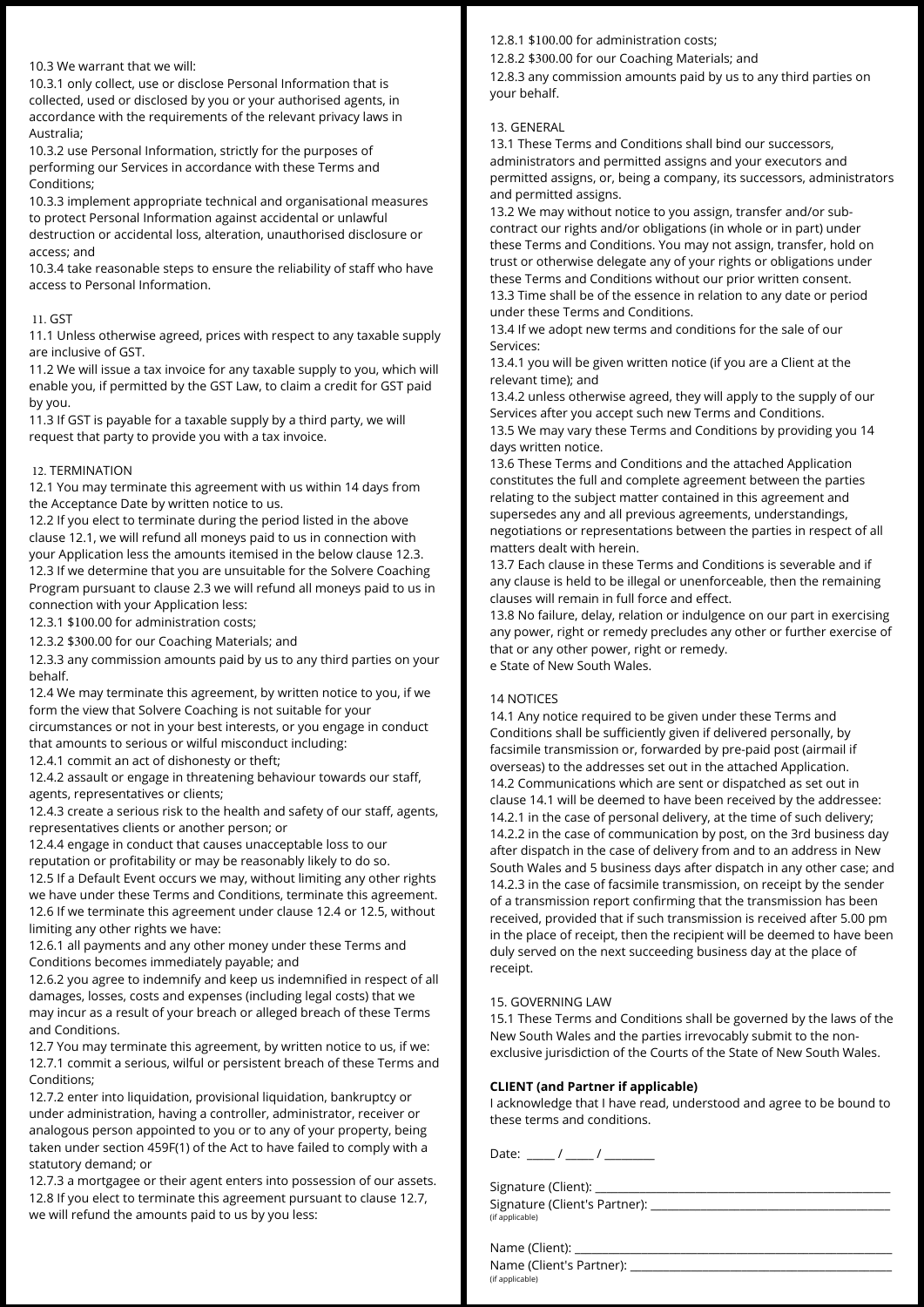10.3 We warrant that we will:

10.3.1 only collect, use or disclose Personal Information that is collected, used or disclosed by you or your authorised agents, in accordance with the requirements of the relevant privacy laws in Australia;

10.3.2 use Personal Information, strictly for the purposes of performing our Services in accordance with these Terms and Conditions;

10.3.3 implement appropriate technical and organisational measures to protect Personal Information against accidental or unlawful destruction or accidental loss, alteration, unauthorised disclosure or access; and

10.3.4 take reasonable steps to ensure the reliability of staff who have access to Personal Information.

## 11. GST

11.1 Unless otherwise agreed, prices with respect to any taxable supply are inclusive of GST.

11.2 We will issue a tax invoice for any taxable supply to you, which will enable you, if permitted by the GST Law, to claim a credit for GST paid by you.

11.3 If GST is payable for a taxable supply by a third party, we will request that party to provide you with a tax invoice.

## 12. TERMINATION

12.1 You may terminate this agreement with us within 14 days from the Acceptance Date by written notice to us.

12.2 If you elect to terminate during the period listed in the above clause 12.1, we will refund all moneys paid to us in connection with your Application less the amounts itemised in the below clause 12.3.

12.3 If we determine that you are unsuitable for the Solvere Coaching Program pursuant to clause 2.3 we will refund all moneys paid to us in connection with your Application less:

12.3.1 $100.00 for administration costs;

12.3.2 $300.00 for our Coaching Materials; and

12.3.3 any commission amounts paid by us to any third parties on your behalf.

12.4 We may terminate this agreement, by written notice to you, if we form the view that Solvere Coaching is not suitable for your circumstances or not in your best interests, or you engage in conduct that amounts to serious or wilful misconduct including:

12.4.1 commit an act of dishonesty or theft;

12.4.2 assault or engage in threatening behaviour towards our staff, agents, representatives or clients;

12.4.3 create a serious risk to the health and safety of our staff, agents, representatives clients or another person; or

12.4.4 engage in conduct that causes unacceptable loss to our reputation or profitability or may be reasonably likely to do so.

12.5 If a Default Event occurs we may, without limiting any other rights we have under these Terms and Conditions, terminate this agreement.

12.6 If we terminate this agreement under clause 12.4 or 12.5, without limiting any other rights we have:

12.6.1 all payments and any other money under these Terms and Conditions becomes immediately payable; and

12.6.2 you agree to indemnify and keep us indemnified in respect of all damages, losses, costs and expenses (including legal costs) that we may incur as a result of your breach or alleged breach of these Terms and Conditions.

12.7 You may terminate this agreement, by written notice to us, if we:

12.7.1 commit a serious, wilful or persistent breach of these Terms and Conditions;

12.7.2 enter into liquidation, provisional liquidation, bankruptcy or under administration, having a controller, administrator, receiver or analogous person appointed to you or to any of your property, being taken under section 459F(1) of the Act to have failed to comply with a statutory demand; or

12.7.3 a mortgagee or their agent enters into possession of our assets.

12.8 If you elect to terminate this agreement pursuant to clause 12.7, we will refund the amounts paid to us by you less:

12.8.1 $100.00 for administration costs;

12.8.2 $300.00 for our Coaching Materials; and

12.8.3 any commission amounts paid by us to any third parties on your behalf.

## 13. GENERAL

13.1 These Terms and Conditions shall bind our successors, administrators and permitted assigns and your executors and permitted assigns, or, being a company, its successors, administrators and permitted assigns.

13.2 We may without notice to you assign, transfer and/or sub-contract our rights and/or obligations (in whole or in part) under these Terms and Conditions. You may not assign, transfer, hold on trust or otherwise delegate any of your rights or obligations under these Terms and Conditions without our prior written consent.

13.3 Time shall be of the essence in relation to any date or period under these Terms and Conditions.

13.4 If we adopt new terms and conditions for the sale of our Services:

13.4.1 you will be given written notice (if you are a Client at the relevant time); and

13.4.2 unless otherwise agreed, they will apply to the supply of our Services after you accept such new Terms and Conditions.

13.5 We may vary these Terms and Conditions by providing you 14 days written notice.

13.6 These Terms and Conditions and the attached Application constitutes the full and complete agreement between the parties relating to the subject matter contained in this agreement and supersedes any and all previous agreements, understandings, negotiations or representations between the parties in respect of all matters dealt with herein.

13.7 Each clause in these Terms and Conditions is severable and if any clause is held to be illegal or unenforceable, then the remaining clauses will remain in full force and effect.

13.8 No failure, delay, relation or indulgence on our part in exercising any power, right or remedy precludes any other or further exercise of that or any other power, right or remedy.
e State of New South Wales.

## 14 NOTICES

14.1 Any notice required to be given under these Terms and Conditions shall be sufficiently given if delivered personally, by facsimile transmission or, forwarded by pre-paid post (airmail if overseas) to the addresses set out in the attached Application.

14.2 Communications which are sent or dispatched as set out in clause 14.1 will be deemed to have been received by the addressee:

14.2.1 in the case of personal delivery, at the time of such delivery;

14.2.2 in the case of communication by post, on the 3rd business day after dispatch in the case of delivery from and to an address in New South Wales and 5 business days after dispatch in any other case; and

14.2.3 in the case of facsimile transmission, on receipt by the sender of a transmission report confirming that the transmission has been received, provided that if such transmission is received after 5.00 pm in the place of receipt, then the recipient will be deemed to have been duly served on the next succeeding business day at the place of receipt.

## 15. GOVERNING LAW

15.1 These Terms and Conditions shall be governed by the laws of the New South Wales and the parties irrevocably submit to the non-exclusive jurisdiction of the Courts of the State of New South Wales.

**CLIENT (and Partner if applicable)**

I acknowledge that I have read, understood and agree to be bound to these terms and conditions.

Date: _____ / _____ / _________

Signature (Client): ______________________________________________

Signature (Client's Partner): ______________________________________
(if applicable)

Name (Client): __________________________________________________

Name (Client's Partner): __________________________________________
(if applicable)